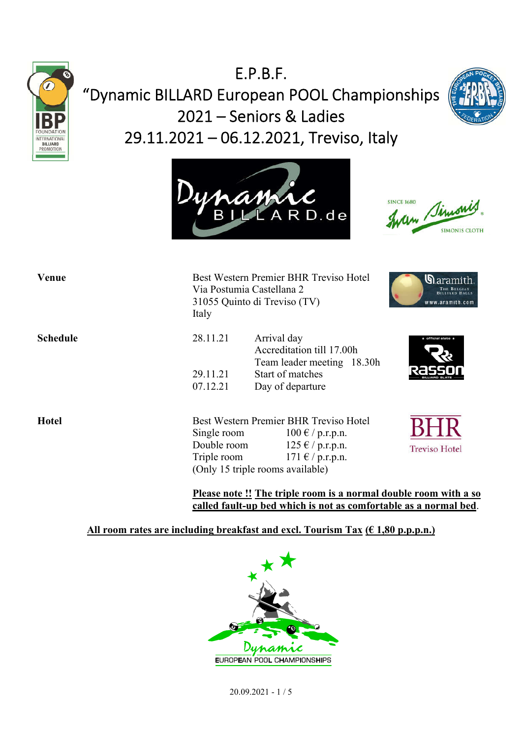# E.P.B.F.
# "Dynamic BILLARD European POOL Championships
# 2021 – Seniors & Ladies
# 29.11.2021 – 06.12.2021, Treviso, Italy

**Venue**

Best Western Premier BHR Treviso Hotel
Via Postumia Castellana 2
31055 Quinto di Treviso (TV)
Italy

**Schedule**

| | |
|---|---|
| 28.11.21 | Arrival day |
| | Accreditation till 17.00h |
| | Team leader meeting 18.30h |
| 29.11.21 | Start of matches |
| 07.12.21 | Day of departure |

**Hotel**

Best Western Premier BHR Treviso Hotel

| | |
|---|---|
| Single room | 100 € / p.r.p.n. |
| Double room | 125 € / p.r.p.n. |
| Triple room | 171 € / p.r.p.n. |

(Only 15 triple rooms available)

**Please note !! The triple room is a normal double room with a so called fault-up bed which is not as comfortable as a normal bed**.

**All room rates are including breakfast and excl. Tourism Tax (€ 1,80 p.p.p.n.)**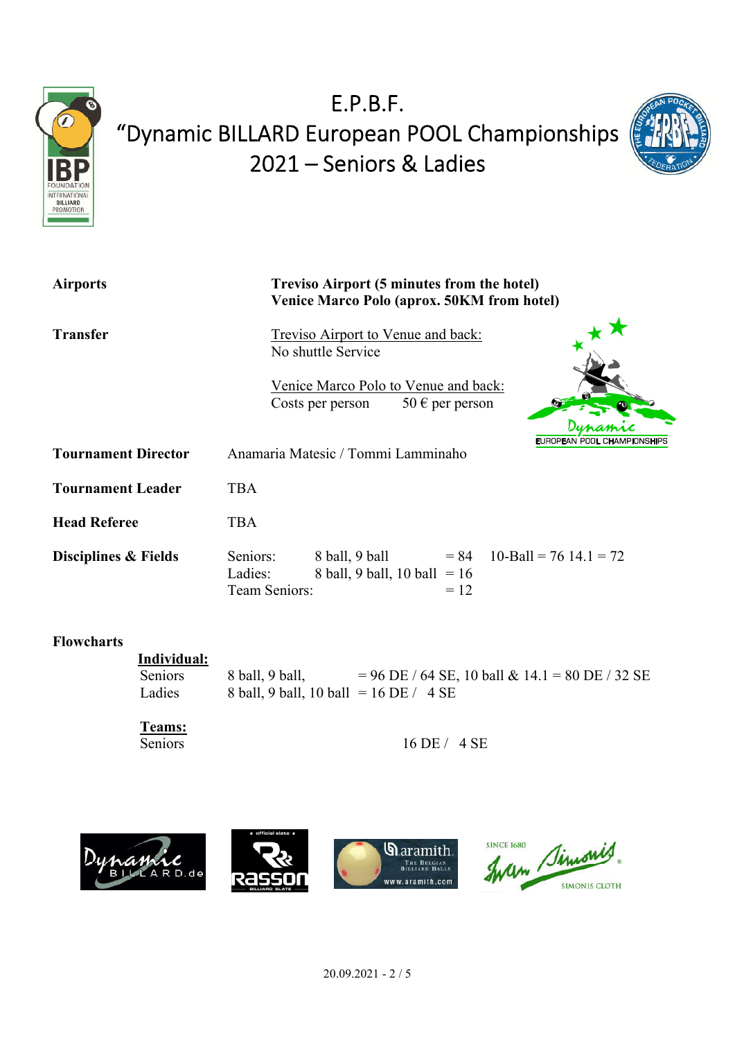# E.P.B.F.
# "Dynamic BILLARD European POOL Championships 2021 – Seniors & Ladies

| | |
|---|---|
| **Airports** | **Treviso Airport (5 minutes from the hotel)**<br>**Venice Marco Polo (aprox. 50KM from hotel)** |
| **Transfer** | Treviso Airport to Venue and back:<br>No shuttle Service<br><br>Venice Marco Polo to Venue and back:<br>Costs per person 50 € per person |
| **Tournament Director** | Anamaria Matesic / Tommi Lamminaho |
| **Tournament Leader** | TBA |
| **Head Referee** | TBA |

**Disciplines & Fields**

| | | | |
|---|---|---|---|
| Seniors: | 8 ball, 9 ball | = 84 | 10-Ball = 76 14.1 = 72 |
| Ladies: | 8 ball, 9 ball, 10 ball | = 16 | |
| Team Seniors: | | = 12 | |

**Flowcharts**

**Individual:**

| | | |
|---|---|---|
| Seniors | 8 ball, 9 ball, | = 96 DE / 64 SE, 10 ball & 14.1 = 80 DE / 32 SE |
| Ladies | 8 ball, 9 ball, 10 ball | = 16 DE / 4 SE |

**Teams:**

| | |
|---|---|
| Seniors | 16 DE / 4 SE |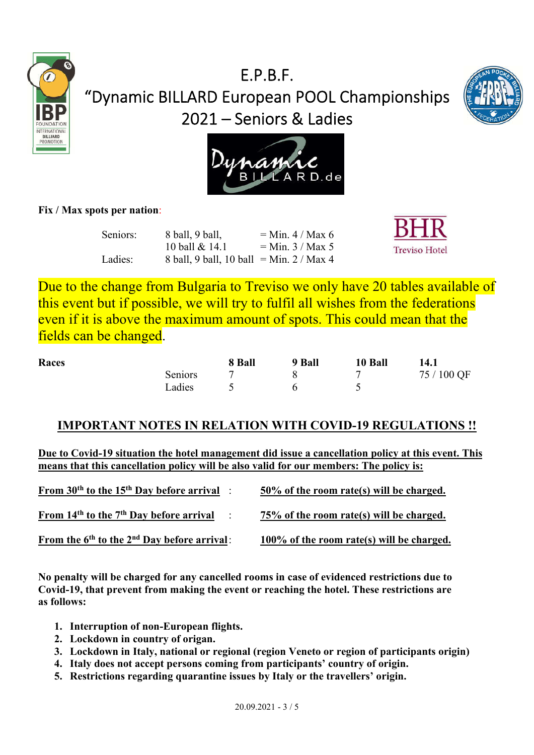# E.P.B.F.

# "Dynamic BILLARD European POOL Championships 2021 – Seniors & Ladies

**Fix / Max spots per nation**:

| | | |
|---|---|---|
| Seniors: | 8 ball, 9 ball, | = Min. 4 / Max 6 |
| | 10 ball & 14.1 | = Min. 3 / Max 5 |
| Ladies: | 8 ball, 9 ball, 10 ball | = Min. 2 / Max 4 |

BHR Treviso Hotel

Due to the change from Bulgaria to Treviso we only have 20 tables available of this event but if possible, we will try to fulfil all wishes from the federations even if it is above the maximum amount of spots. This could mean that the fields can be changed.

| **Races** | | **8 Ball** | **9 Ball** | **10 Ball** | **14.1** |
|---|---|---|---|---|---|
| | Seniors | 7 | 8 | 7 | 75 / 100 QF |
| | Ladies | 5 | 6 | 5 | |

## IMPORTANT NOTES IN RELATION WITH COVID-19 REGULATIONS !!

**Due to Covid-19 situation the hotel management did issue a cancellation policy at this event. This means that this cancellation policy will be also valid for our members: The policy is:**

| | |
|---|---|
| **From 30th to the 15th Day before arrival** | **50% of the room rate(s) will be charged.** |
| **From 14th to the 7th Day before arrival** | **75% of the room rate(s) will be charged.** |
| **From the 6th to the 2nd Day before arrival** | **100% of the room rate(s) will be charged.** |

**No penalty will be charged for any cancelled rooms in case of evidenced restrictions due to Covid-19, that prevent from making the event or reaching the hotel. These restrictions are as follows:**

1. **Interruption of non-European flights.**
2. **Lockdown in country of origan.**
3. **Lockdown in Italy, national or regional (region Veneto or region of participants origin)**
4. **Italy does not accept persons coming from participants' country of origin.**
5. **Restrictions regarding quarantine issues by Italy or the travellers' origin.**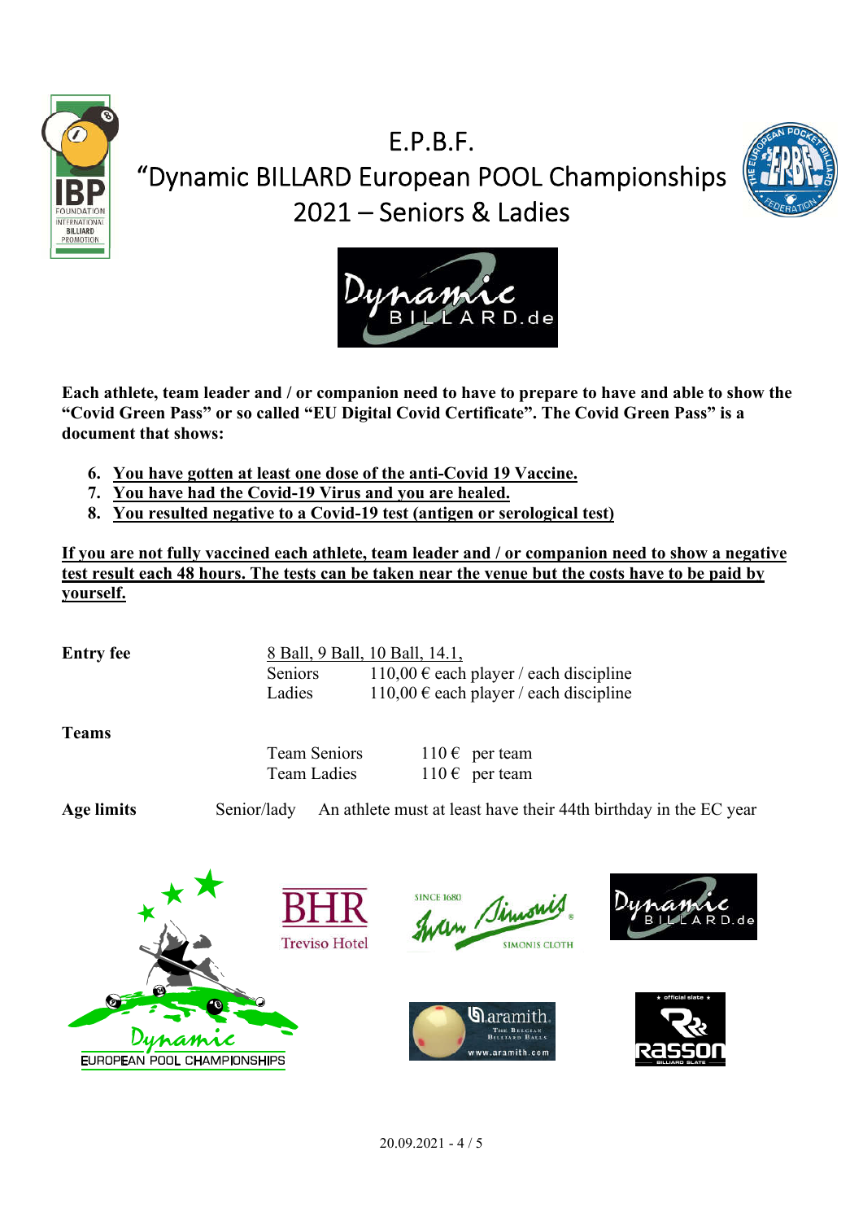# E.P.B.F.
# "Dynamic BILLARD European POOL Championships 2021 – Seniors & Ladies

**Each athlete, team leader and / or companion need to have to prepare to have and able to show the "Covid Green Pass" or so called "EU Digital Covid Certificate". The Covid Green Pass" is a document that shows:**

6. **<u>You have gotten at least one dose of the anti-Covid 19 Vaccine.</u>**
7. **<u>You have had the Covid-19 Virus and you are healed.</u>**
8. **<u>You resulted negative to a Covid-19 test (antigen or serological test)</u>**

**<u>If you are not fully vaccined each athlete, team leader and / or companion need to show a negative test result each 48 hours. The tests can be taken near the venue but the costs have to be paid by yourself.</u>**

| | | |
|---|---|---|
| **Entry fee** | <u>8 Ball, 9 Ball, 10 Ball, 14.1,</u> | |
| | Seniors | 110,00 € each player / each discipline |
| | Ladies | 110,00 € each player / each discipline |
| **Teams** | | |
| | Team Seniors | 110 € per team |
| | Team Ladies | 110 € per team |
| **Age limits** | Senior/lady | An athlete must at least have their 44th birthday in the EC year |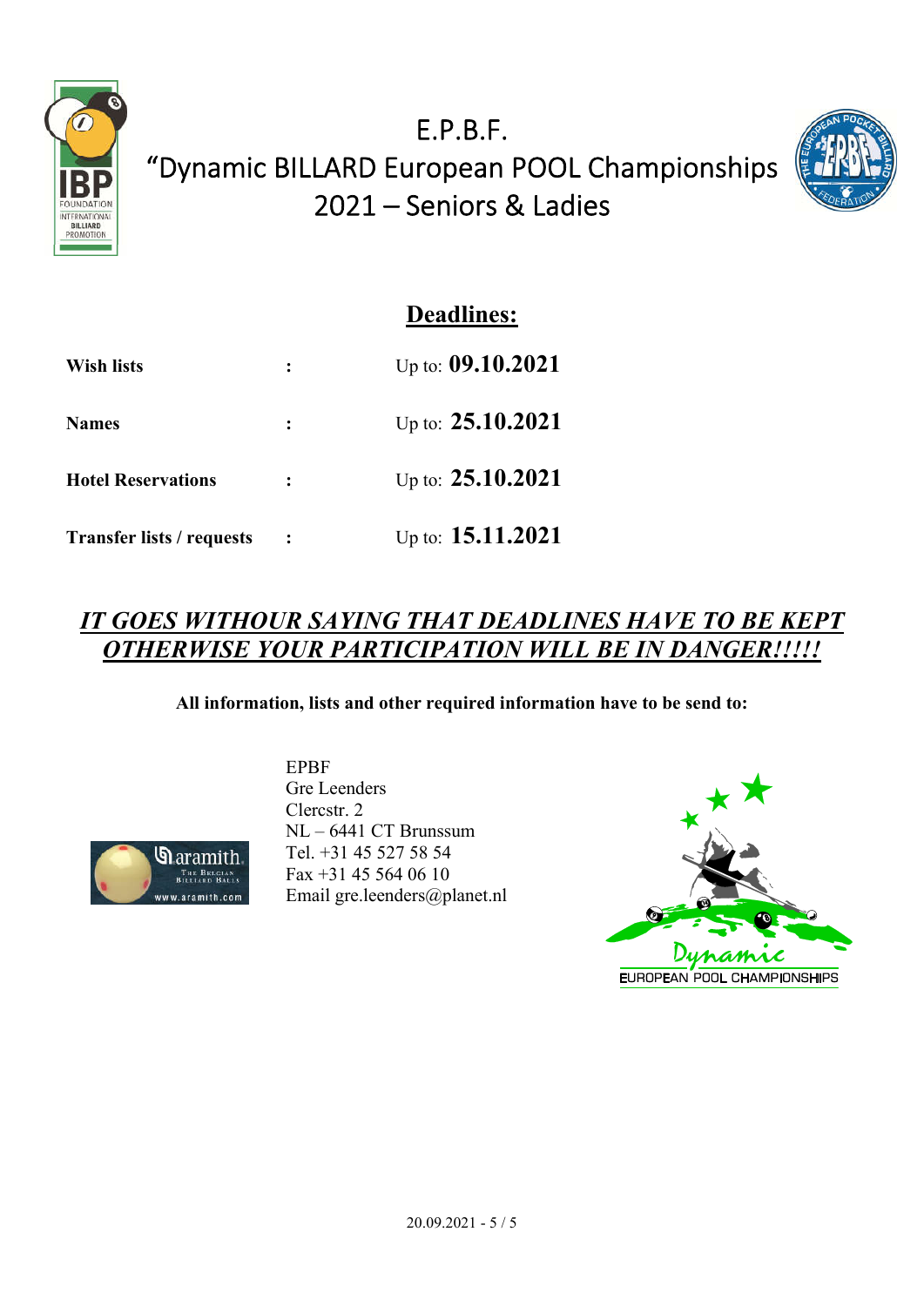# E.P.B.F.
# "Dynamic BILLARD European POOL Championships 2021 – Seniors & Ladies

## Deadlines:

| | | |
|---|---|---|
| **Wish lists** | **:** | Up to: **09.10.2021** |
| **Names** | **:** | Up to: **25.10.2021** |
| **Hotel Reservations** | **:** | Up to: **25.10.2021** |
| **Transfer lists / requests** | **:** | Up to: **15.11.2021** |

***IT GOES WITHOUR SAYING THAT DEADLINES HAVE TO BE KEPT OTHERWISE YOUR PARTICIPATION WILL BE IN DANGER!!!!!***

**All information, lists and other required information have to be send to:**

EPBF
Gre Leenders
Clercstr. 2
NL – 6441 CT Brunssum
Tel. +31 45 527 58 54
Fax +31 45 564 06 10
Email gre.leenders@planet.nl

20.09.2021